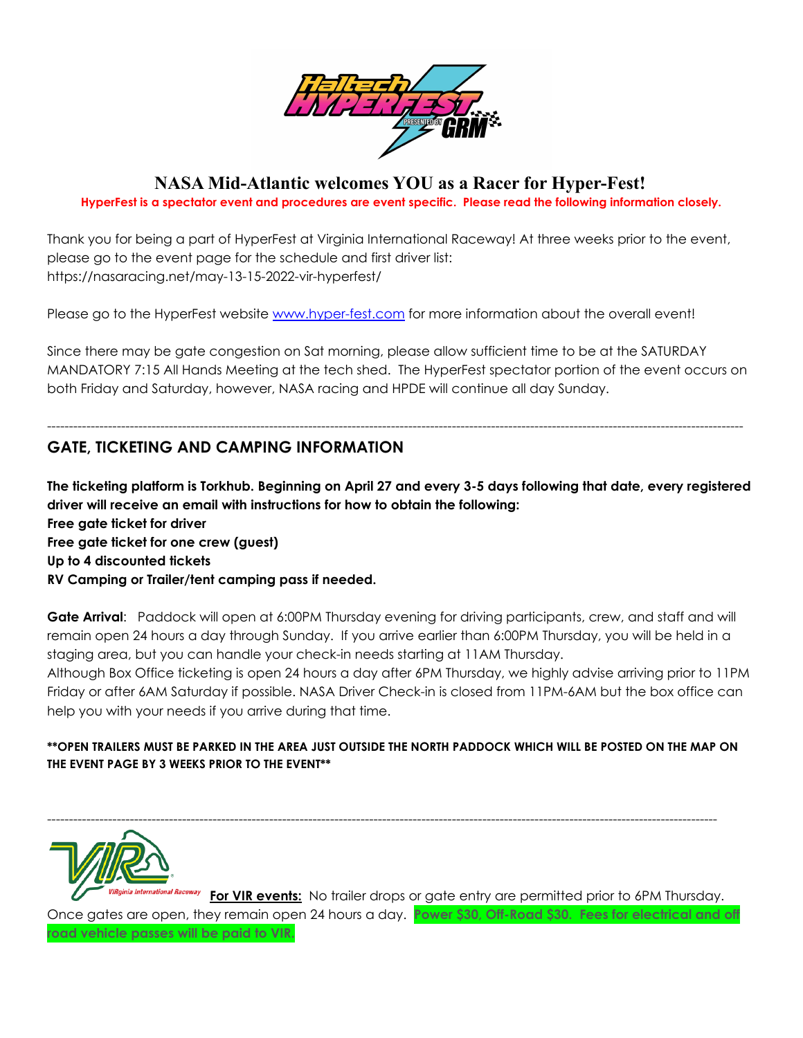# NASA Mid-Atlantic welcomes YOU as a Racer for Hyper-Fest!

**HyperFest is a spectator event and procedures are event specific. Please read the following information closely.**

Thank you for being a part of HyperFest at Virginia International Raceway! At three weeks prior to the event, please go to the event page for the schedule and first driver list: https://nasaracing.net/may-13-15-2022-vir-hyperfest/

Please go to the HyperFest website [www.hyper-fest.com](http://www.hyper-fest.com) for more information about the overall event!

Since there may be gate congestion on Sat morning, please allow sufficient time to be at the SATURDAY MANDATORY 7:15 All Hands Meeting at the tech shed. The HyperFest spectator portion of the event occurs on both Friday and Saturday, however, NASA racing and HPDE will continue all day Sunday.

---

## GATE, TICKETING AND CAMPING INFORMATION

**The ticketing platform is Torkhub. Beginning on April 27 and every 3-5 days following that date, every registered driver will receive an email with instructions for how to obtain the following:**
**Free gate ticket for driver**
**Free gate ticket for one crew (guest)**
**Up to 4 discounted tickets**
**RV Camping or Trailer/tent camping pass if needed.**

**Gate Arrival**: Paddock will open at 6:00PM Thursday evening for driving participants, crew, and staff and will remain open 24 hours a day through Sunday. If you arrive earlier than 6:00PM Thursday, you will be held in a staging area, but you can handle your check-in needs starting at 11AM Thursday.
Although Box Office ticketing is open 24 hours a day after 6PM Thursday, we highly advise arriving prior to 11PM Friday or after 6AM Saturday if possible. NASA Driver Check-in is closed from 11PM-6AM but the box office can help you with your needs if you arrive during that time.

**\*\*OPEN TRAILERS MUST BE PARKED IN THE AREA JUST OUTSIDE THE NORTH PADDOCK WHICH WILL BE POSTED ON THE MAP ON THE EVENT PAGE BY 3 WEEKS PRIOR TO THE EVENT\*\***

---

**For VIR events:** No trailer drops or gate entry are permitted prior to 6PM Thursday. Once gates are open, they remain open 24 hours a day. **Power $30, Off-Road $30. Fees for electrical and off road vehicle passes will be paid to VIR.**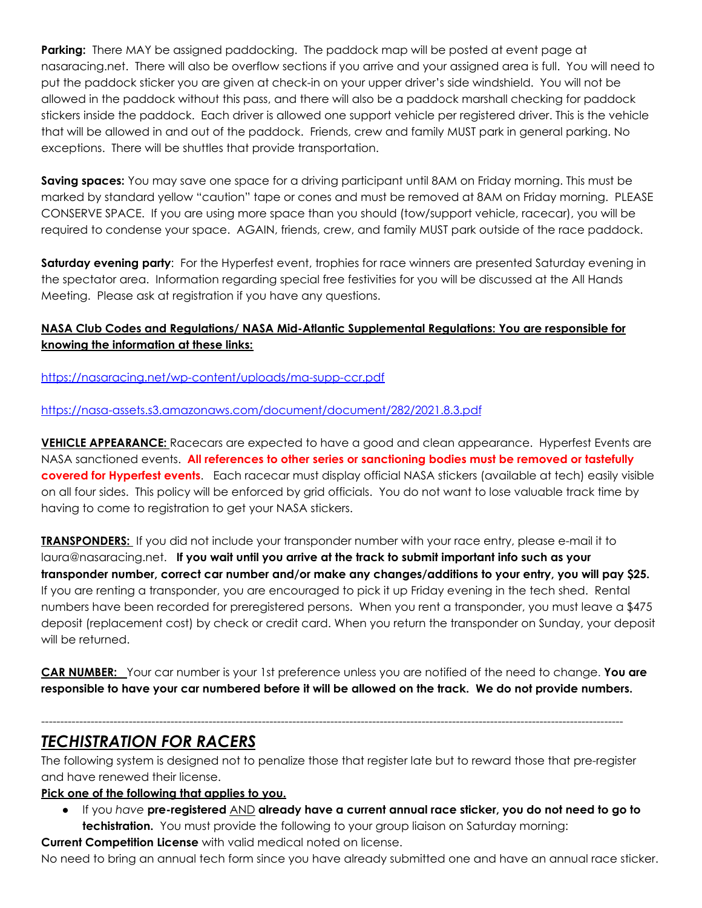**Parking:** There MAY be assigned paddocking. The paddock map will be posted at event page at nasaracing.net. There will also be overflow sections if you arrive and your assigned area is full. You will need to put the paddock sticker you are given at check-in on your upper driver's side windshield. You will not be allowed in the paddock without this pass, and there will also be a paddock marshall checking for paddock stickers inside the paddock. Each driver is allowed one support vehicle per registered driver. This is the vehicle that will be allowed in and out of the paddock. Friends, crew and family MUST park in general parking. No exceptions. There will be shuttles that provide transportation.

**Saving spaces:** You may save one space for a driving participant until 8AM on Friday morning. This must be marked by standard yellow "caution" tape or cones and must be removed at 8AM on Friday morning. PLEASE CONSERVE SPACE. If you are using more space than you should (tow/support vehicle, racecar), you will be required to condense your space. AGAIN, friends, crew, and family MUST park outside of the race paddock.

**Saturday evening party**: For the Hyperfest event, trophies for race winners are presented Saturday evening in the spectator area. Information regarding special free festivities for you will be discussed at the All Hands Meeting. Please ask at registration if you have any questions.

**NASA Club Codes and Regulations/ NASA Mid-Atlantic Supplemental Regulations: You are responsible for knowing the information at these links:**

https://nasaracing.net/wp-content/uploads/ma-supp-ccr.pdf

https://nasa-assets.s3.amazonaws.com/document/document/282/2021.8.3.pdf

**VEHICLE APPEARANCE:** Racecars are expected to have a good and clean appearance. Hyperfest Events are NASA sanctioned events. **All references to other series or sanctioning bodies must be removed or tastefully covered for Hyperfest events**. Each racecar must display official NASA stickers (available at tech) easily visible on all four sides. This policy will be enforced by grid officials. You do not want to lose valuable track time by having to come to registration to get your NASA stickers.

**TRANSPONDERS:** If you did not include your transponder number with your race entry, please e-mail it to laura@nasaracing.net. **If you wait until you arrive at the track to submit important info such as your transponder number, correct car number and/or make any changes/additions to your entry, you will pay $25.** If you are renting a transponder, you are encouraged to pick it up Friday evening in the tech shed. Rental numbers have been recorded for preregistered persons. When you rent a transponder, you must leave a $475 deposit (replacement cost) by check or credit card. When you return the transponder on Sunday, your deposit will be returned.

**CAR NUMBER:** Your car number is your 1st preference unless you are notified of the need to change. **You are responsible to have your car numbered before it will be allowed on the track. We do not provide numbers.**

---

## *TECHISTRATION FOR RACERS*

The following system is designed not to penalize those that register late but to reward those that pre-register and have renewed their license.

**Pick one of the following that applies to you.**

- If you *have* **pre-registered** AND **already have a current annual race sticker, you do not need to go to techistration.** You must provide the following to your group liaison on Saturday morning:

**Current Competition License** with valid medical noted on license.

No need to bring an annual tech form since you have already submitted one and have an annual race sticker.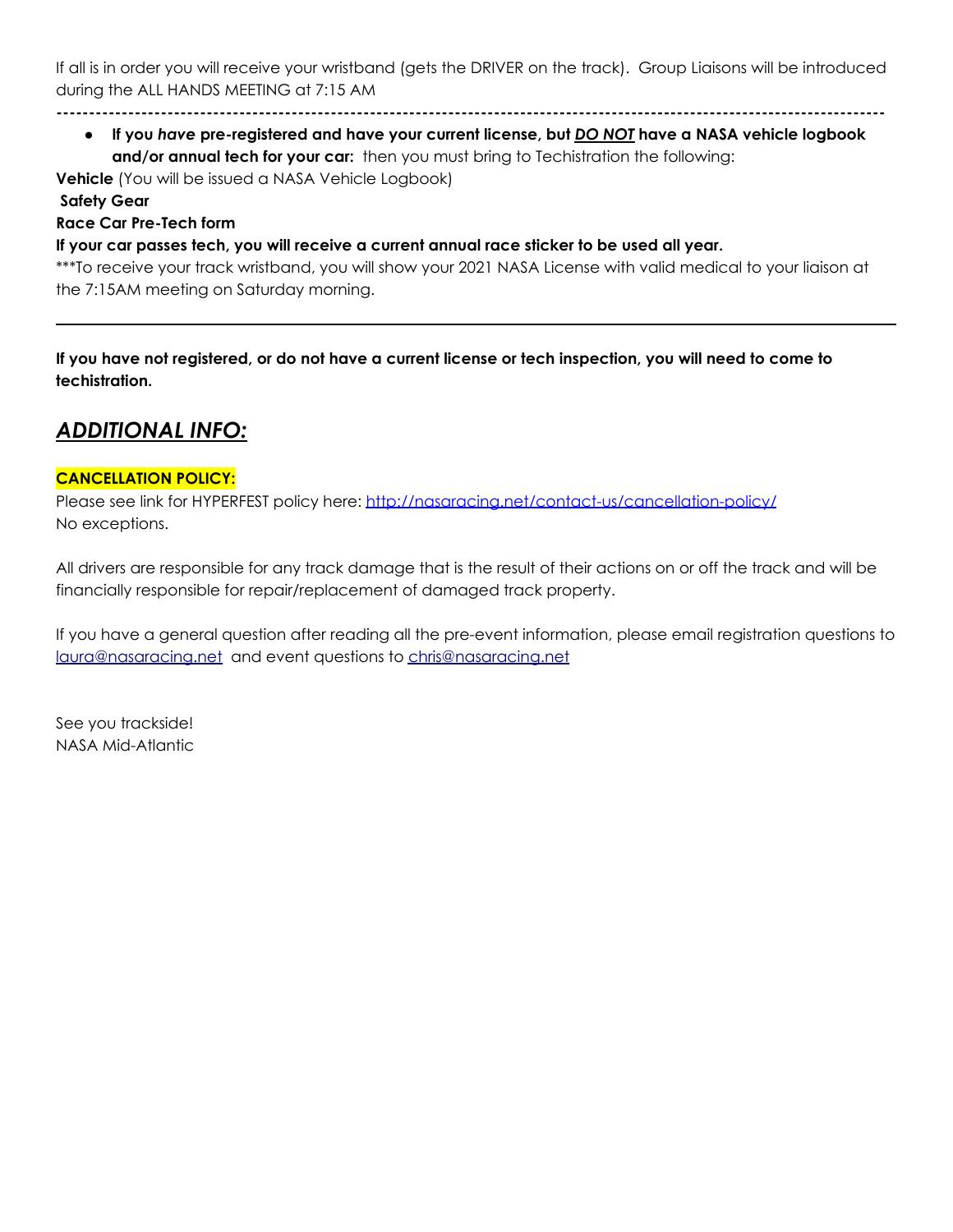If all is in order you will receive your wristband (gets the DRIVER on the track). Group Liaisons will be introduced during the ALL HANDS MEETING at 7:15 AM

---

- **If you *have* pre-registered and have your current license, but *DO NOT* have a NASA vehicle logbook and/or annual tech for your car:** then you must bring to Techistration the following:

**Vehicle** (You will be issued a NASA Vehicle Logbook)

**Safety Gear**

**Race Car Pre-Tech form**

**If your car passes tech, you will receive a current annual race sticker to be used all year.**

***To receive your track wristband, you will show your 2021 NASA License with valid medical to your liaison at the 7:15AM meeting on Saturday morning.

---

**If you have not registered, or do not have a current license or tech inspection, you will need to come to techistration.**

## ***ADDITIONAL INFO:***

**CANCELLATION POLICY:**

Please see link for HYPERFEST policy here: http://nasaracing.net/contact-us/cancellation-policy/
No exceptions.

All drivers are responsible for any track damage that is the result of their actions on or off the track and will be financially responsible for repair/replacement of damaged track property.

If you have a general question after reading all the pre-event information, please email registration questions to laura@nasaracing.net and event questions to chris@nasaracing.net

See you trackside!
NASA Mid-Atlantic